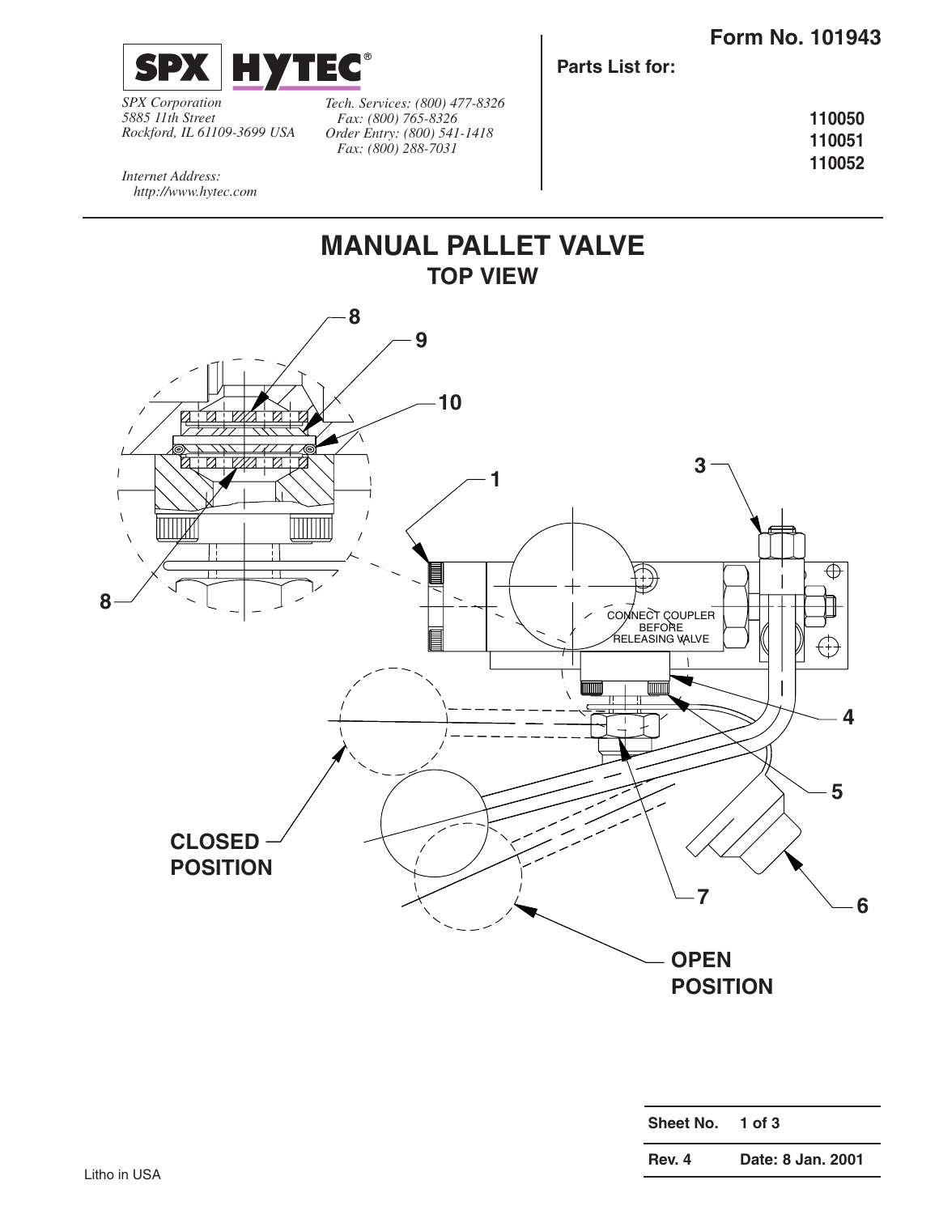**SPX | HYTEC®**

*SPX Corporation*
*5885 11th Street*
*Rockford, IL 61109-3699 USA*

*Tech. Services: (800) 477-8326*
*Fax: (800) 765-8326*
*Order Entry: (800) 541-1418*
*Fax: (800) 288-7031*

*Internet Address:*
*http://www.hytec.com*

**Form No. 101943**

**Parts List for:**

**110050**
**110051**
**110052**

# MANUAL PALLET VALVE

## TOP VIEW

8
9
10
1
3
8
CONNECT COUPLER BEFORE RELEASING VALVE
4
5
CLOSED POSITION
7
6
OPEN POSITION

| Sheet No. | 1 of 3 |
|---|---|
| Rev. 4 | Date: 8 Jan. 2001 |

Litho in USA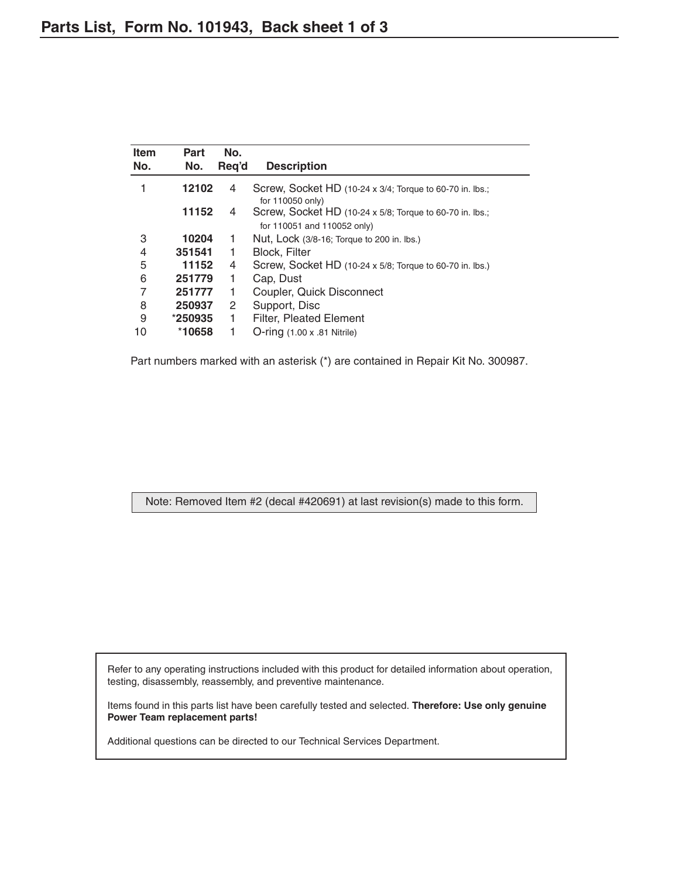## Parts List, Form No. 101943, Back sheet 1 of 3

| Item No. | Part No. | No. Req'd | Description |
|---|---|---|---|
| 1 | **12102** | 4 | Screw, Socket HD (10-24 x 3/4; Torque to 60-70 in. lbs.; for 110050 only) |
| | **11152** | 4 | Screw, Socket HD (10-24 x 5/8; Torque to 60-70 in. lbs.; for 110051 and 110052 only) |
| 3 | **10204** | 1 | Nut, Lock (3/8-16; Torque to 200 in. lbs.) |
| 4 | **351541** | 1 | Block, Filter |
| 5 | **11152** | 4 | Screw, Socket HD (10-24 x 5/8; Torque to 60-70 in. lbs.) |
| 6 | **251779** | 1 | Cap, Dust |
| 7 | **251777** | 1 | Coupler, Quick Disconnect |
| 8 | **250937** | 2 | Support, Disc |
| 9 | ***250935** | 1 | Filter, Pleated Element |
| 10 | ***10658** | 1 | O-ring (1.00 x .81 Nitrile) |

Part numbers marked with an asterisk (*) are contained in Repair Kit No. 300987.

Note: Removed Item #2 (decal #420691) at last revision(s) made to this form.

Refer to any operating instructions included with this product for detailed information about operation, testing, disassembly, reassembly, and preventive maintenance.

Items found in this parts list have been carefully tested and selected. **Therefore: Use only genuine Power Team replacement parts!**

Additional questions can be directed to our Technical Services Department.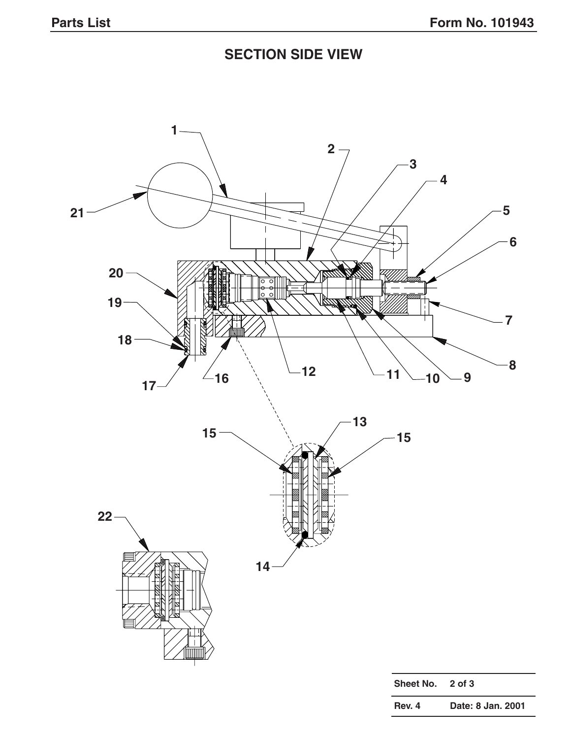## SECTION SIDE VIEW

1
2
3
4
5
6
7
8
9
10
11
12
13
14
15
15
16
17
18
19
20
21
22

| Sheet No. | 2 of 3 |
|---|---|
| Rev. 4 | Date: 8 Jan. 2001 |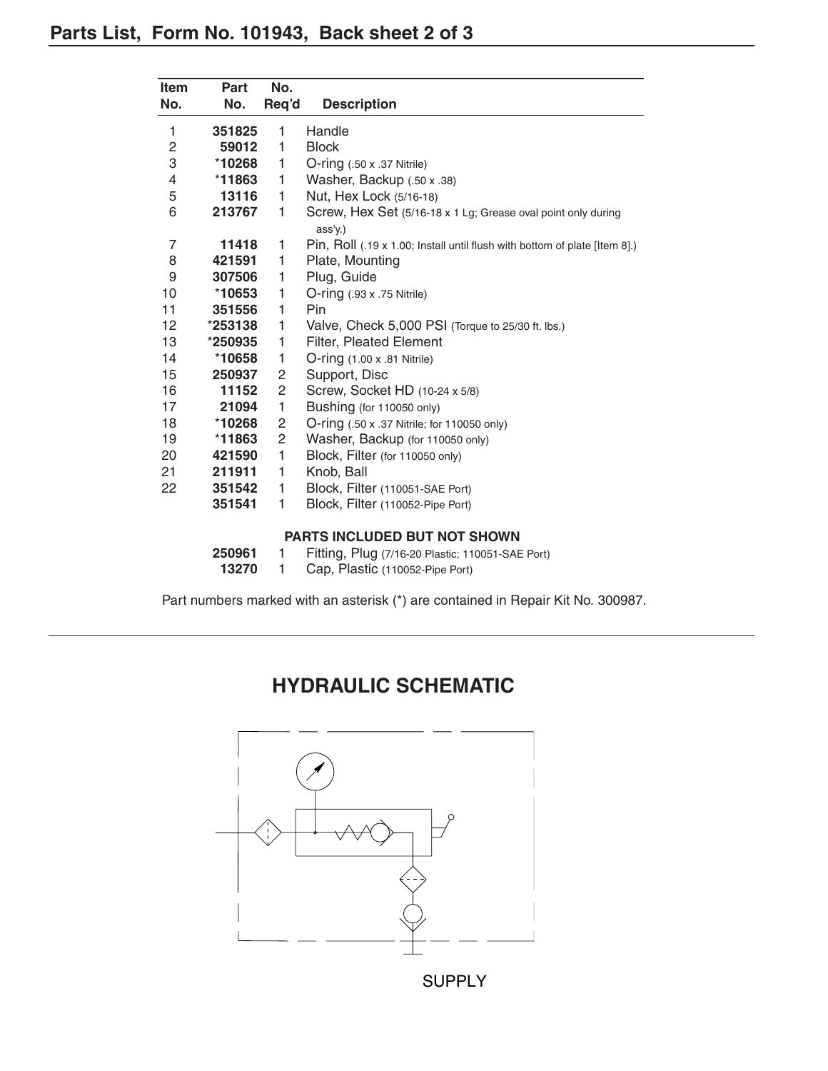## Parts List, Form No. 101943, Back sheet 2 of 3

| Item No. | Part No. | No. Req'd | Description |
|---|---|---|---|
| 1 | **351825** | 1 | Handle |
| 2 | **59012** | 1 | Block |
| 3 | ***10268** | 1 | O-ring (.50 x .37 Nitrile) |
| 4 | ***11863** | 1 | Washer, Backup (.50 x .38) |
| 5 | **13116** | 1 | Nut, Hex Lock (5/16-18) |
| 6 | **213767** | 1 | Screw, Hex Set (5/16-18 x 1 Lg; Grease oval point only during ass'y.) |
| 7 | **11418** | 1 | Pin, Roll (.19 x 1.00; Install until flush with bottom of plate [Item 8].) |
| 8 | **421591** | 1 | Plate, Mounting |
| 9 | **307506** | 1 | Plug, Guide |
| 10 | ***10653** | 1 | O-ring (.93 x .75 Nitrile) |
| 11 | **351556** | 1 | Pin |
| 12 | ***253138** | 1 | Valve, Check 5,000 PSI (Torque to 25/30 ft. lbs.) |
| 13 | ***250935** | 1 | Filter, Pleated Element |
| 14 | ***10658** | 1 | O-ring (1.00 x .81 Nitrile) |
| 15 | **250937** | 2 | Support, Disc |
| 16 | **11152** | 2 | Screw, Socket HD (10-24 x 5/8) |
| 17 | **21094** | 1 | Bushing (for 110050 only) |
| 18 | ***10268** | 2 | O-ring (.50 x .37 Nitrile; for 110050 only) |
| 19 | ***11863** | 2 | Washer, Backup (for 110050 only) |
| 20 | **421590** | 1 | Block, Filter (for 110050 only) |
| 21 | **211911** | 1 | Knob, Ball |
| 22 | **351542** | 1 | Block, Filter (110051-SAE Port) |
| | **351541** | 1 | Block, Filter (110052-Pipe Port) |
| | | | **PARTS INCLUDED BUT NOT SHOWN** |
| | **250961** | 1 | Fitting, Plug (7/16-20 Plastic; 110051-SAE Port) |
| | **13270** | 1 | Cap, Plastic (110052-Pipe Port) |

Part numbers marked with an asterisk (*) are contained in Repair Kit No. 300987.

## HYDRAULIC SCHEMATIC

SUPPLY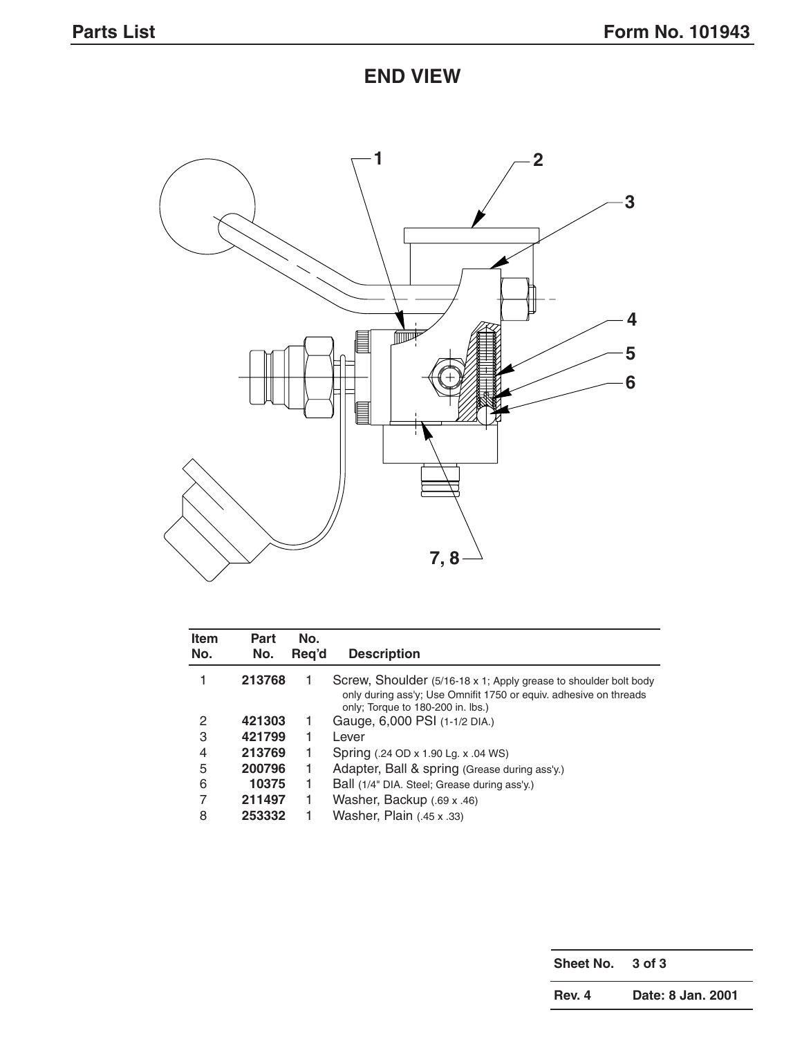## END VIEW

| Item No. | Part No. | No. Req'd | Description |
|---|---|---|---|
| 1 | **213768** | 1 | Screw, Shoulder (5/16-18 x 1; Apply grease to shoulder bolt body only during ass'y; Use Omnifit 1750 or equiv. adhesive on threads only; Torque to 180-200 in. lbs.) |
| 2 | **421303** | 1 | Gauge, 6,000 PSI (1-1/2 DIA.) |
| 3 | **421799** | 1 | Lever |
| 4 | **213769** | 1 | Spring (.24 OD x 1.90 Lg. x .04 WS) |
| 5 | **200796** | 1 | Adapter, Ball & spring (Grease during ass'y.) |
| 6 | **10375** | 1 | Ball (1/4" DIA. Steel; Grease during ass'y.) |
| 7 | **211497** | 1 | Washer, Backup (.69 x .46) |
| 8 | **253332** | 1 | Washer, Plain (.45 x .33) |

| Sheet No. | 3 of 3 |
|---|---|
| Rev. 4 | Date: 8 Jan. 2001 |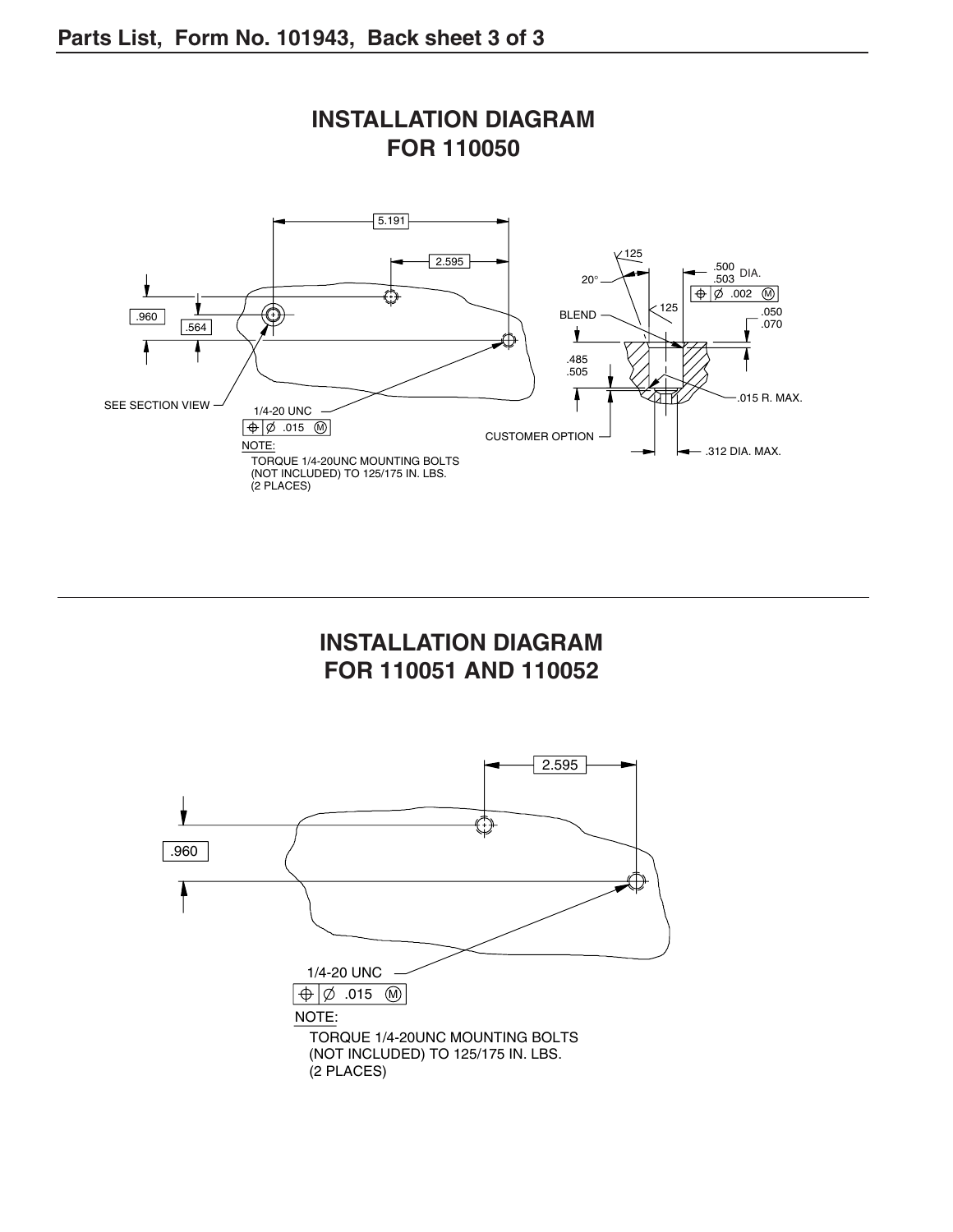## INSTALLATION DIAGRAM
## FOR 110050

5.191

2.595

.960

.564

SEE SECTION VIEW

1/4-20 UNC

⌖ | Ø .015 Ⓜ

NOTE:

TORQUE 1/4-20UNC MOUNTING BOLTS
(NOT INCLUDED) TO 125/175 IN. LBS.
(2 PLACES)

125

20°

.500
.503 DIA.

⌖ | Ø .002 Ⓜ

125

BLEND

.050
.070

.485
.505

.015 R. MAX.

CUSTOMER OPTION

.312 DIA. MAX.

## INSTALLATION DIAGRAM
## FOR 110051 AND 110052

2.595

.960

1/4-20 UNC

⌖ | Ø .015 Ⓜ

NOTE:

TORQUE 1/4-20UNC MOUNTING BOLTS
(NOT INCLUDED) TO 125/175 IN. LBS.
(2 PLACES)